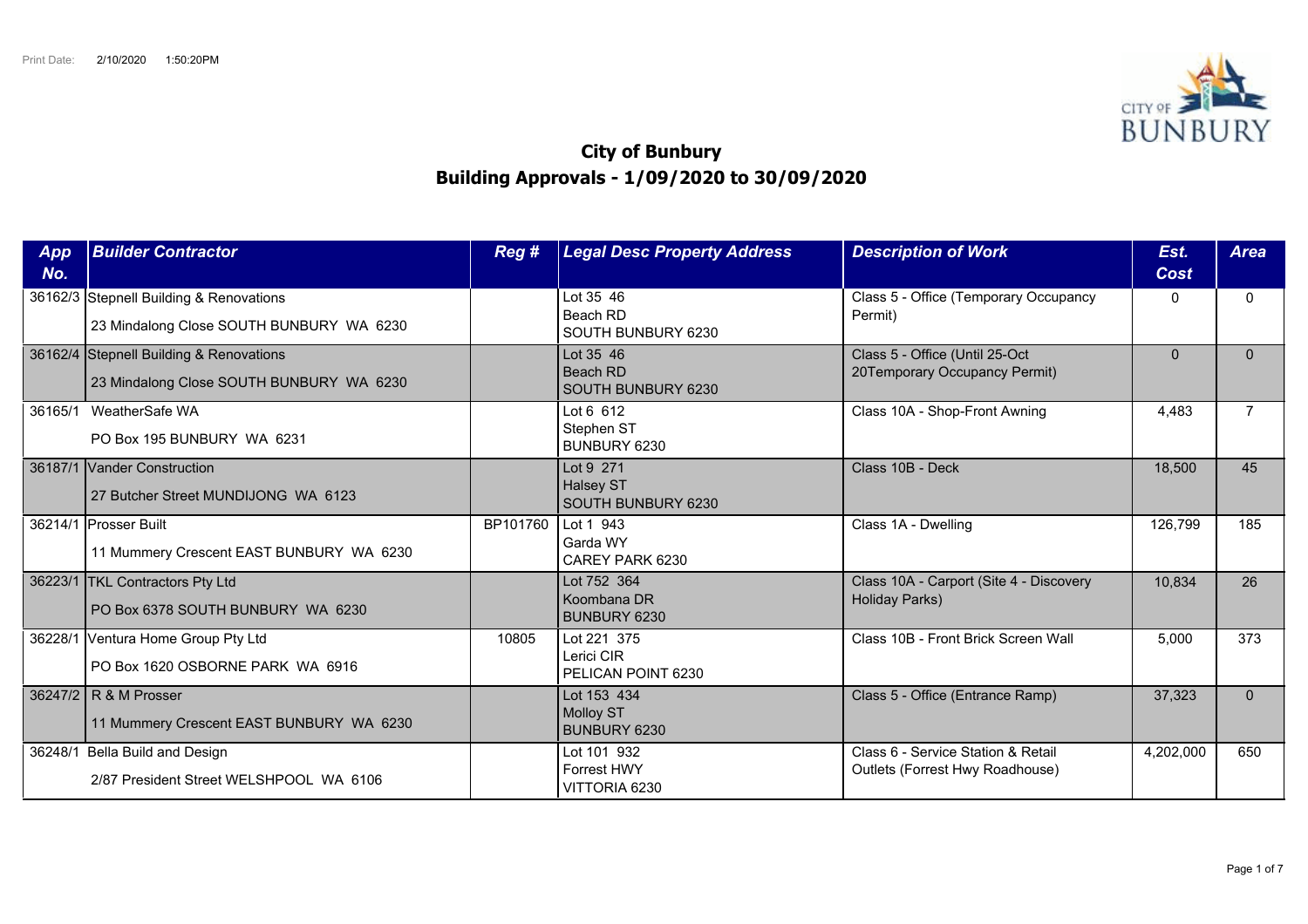Print Date: 2/10/2020 1:50:20PM

# City of Bunbury
## Building Approvals - 1/09/2020 to 30/09/2020

| App No. | Builder Contractor | Reg # | Legal Desc Property Address | Description of Work | Est. Cost | Area |
|---|---|---|---|---|---|---|
| 36162/3 | Stepnell Building & Renovations<br>23 Mindalong Close SOUTH BUNBURY WA 6230 | | Lot 35 46<br>Beach RD<br>SOUTH BUNBURY 6230 | Class 5 - Office (Temporary Occupancy Permit) | 0 | 0 |
| 36162/4 | Stepnell Building & Renovations<br>23 Mindalong Close SOUTH BUNBURY WA 6230 | | Lot 35 46<br>Beach RD<br>SOUTH BUNBURY 6230 | Class 5 - Office (Until 25-Oct 20Temporary Occupancy Permit) | 0 | 0 |
| 36165/1 | WeatherSafe WA<br>PO Box 195 BUNBURY WA 6231 | | Lot 6 612<br>Stephen ST<br>BUNBURY 6230 | Class 10A - Shop-Front Awning | 4,483 | 7 |
| 36187/1 | Vander Construction<br>27 Butcher Street MUNDIJONG WA 6123 | | Lot 9 271<br>Halsey ST<br>SOUTH BUNBURY 6230 | Class 10B - Deck | 18,500 | 45 |
| 36214/1 | Prosser Built<br>11 Mummery Crescent EAST BUNBURY WA 6230 | BP101760 | Lot 1 943<br>Garda WY<br>CAREY PARK 6230 | Class 1A - Dwelling | 126,799 | 185 |
| 36223/1 | TKL Contractors Pty Ltd<br>PO Box 6378 SOUTH BUNBURY WA 6230 | | Lot 752 364<br>Koombana DR<br>BUNBURY 6230 | Class 10A - Carport (Site 4 - Discovery Holiday Parks) | 10,834 | 26 |
| 36228/1 | Ventura Home Group Pty Ltd<br>PO Box 1620 OSBORNE PARK WA 6916 | 10805 | Lot 221 375<br>Lerici CIR<br>PELICAN POINT 6230 | Class 10B - Front Brick Screen Wall | 5,000 | 373 |
| 36247/2 | R & M Prosser<br>11 Mummery Crescent EAST BUNBURY WA 6230 | | Lot 153 434<br>Molloy ST<br>BUNBURY 6230 | Class 5 - Office (Entrance Ramp) | 37,323 | 0 |
| 36248/1 | Bella Build and Design<br>2/87 President Street WELSHPOOL WA 6106 | | Lot 101 932<br>Forrest HWY<br>VITTORIA 6230 | Class 6 - Service Station & Retail Outlets (Forrest Hwy Roadhouse) | 4,202,000 | 650 |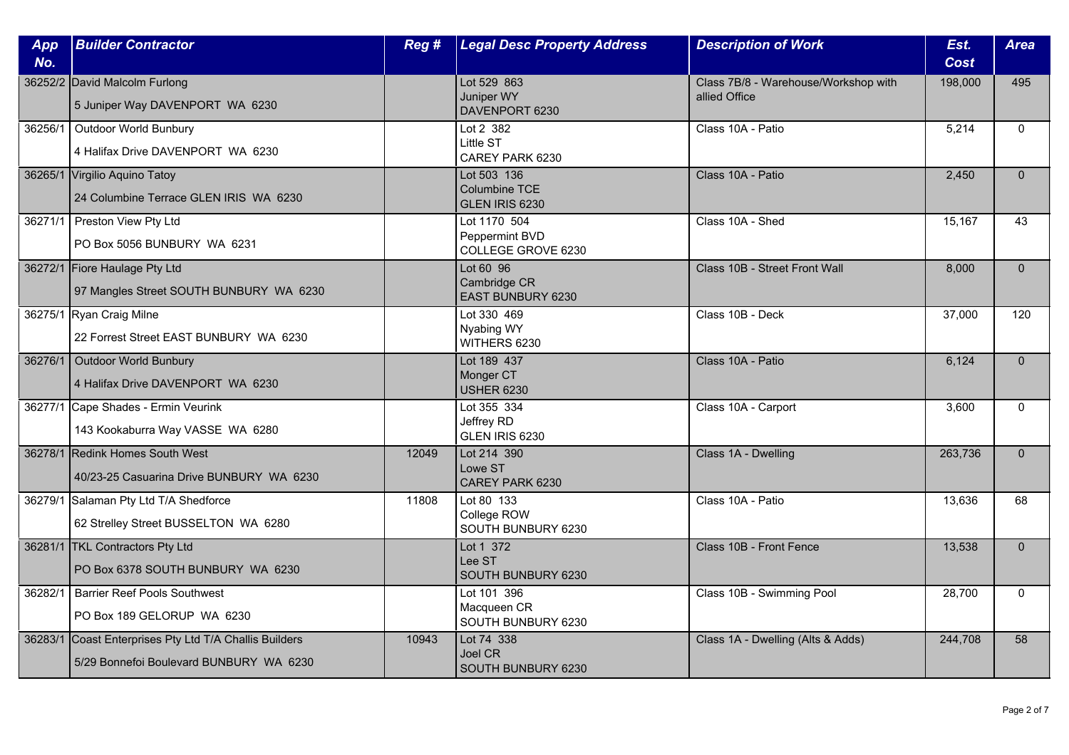| App No. | Builder Contractor | Reg # | Legal Desc Property Address | Description of Work | Est. Cost | Area |
|---|---|---|---|---|---|---|
| 36252/2 | David Malcolm Furlong<br>5 Juniper Way DAVENPORT WA 6230 | | Lot 529 863<br>Juniper WY<br>DAVENPORT 6230 | Class 7B/8 - Warehouse/Workshop with allied Office | 198,000 | 495 |
| 36256/1 | Outdoor World Bunbury<br>4 Halifax Drive DAVENPORT WA 6230 | | Lot 2 382<br>Little ST<br>CAREY PARK 6230 | Class 10A - Patio | 5,214 | 0 |
| 36265/1 | Virgilio Aquino Tatoy<br>24 Columbine Terrace GLEN IRIS WA 6230 | | Lot 503 136<br>Columbine TCE<br>GLEN IRIS 6230 | Class 10A - Patio | 2,450 | 0 |
| 36271/1 | Preston View Pty Ltd<br>PO Box 5056 BUNBURY WA 6231 | | Lot 1170 504<br>Peppermint BVD<br>COLLEGE GROVE 6230 | Class 10A - Shed | 15,167 | 43 |
| 36272/1 | Fiore Haulage Pty Ltd<br>97 Mangles Street SOUTH BUNBURY WA 6230 | | Lot 60 96<br>Cambridge CR<br>EAST BUNBURY 6230 | Class 10B - Street Front Wall | 8,000 | 0 |
| 36275/1 | Ryan Craig Milne<br>22 Forrest Street EAST BUNBURY WA 6230 | | Lot 330 469<br>Nyabing WY<br>WITHERS 6230 | Class 10B - Deck | 37,000 | 120 |
| 36276/1 | Outdoor World Bunbury<br>4 Halifax Drive DAVENPORT WA 6230 | | Lot 189 437<br>Monger CT<br>USHER 6230 | Class 10A - Patio | 6,124 | 0 |
| 36277/1 | Cape Shades - Ermin Veurink<br>143 Kookaburra Way VASSE WA 6280 | | Lot 355 334<br>Jeffrey RD<br>GLEN IRIS 6230 | Class 10A - Carport | 3,600 | 0 |
| 36278/1 | Redink Homes South West<br>40/23-25 Casuarina Drive BUNBURY WA 6230 | 12049 | Lot 214 390<br>Lowe ST<br>CAREY PARK 6230 | Class 1A - Dwelling | 263,736 | 0 |
| 36279/1 | Salaman Pty Ltd T/A Shedforce<br>62 Strelley Street BUSSELTON WA 6280 | 11808 | Lot 80 133<br>College ROW<br>SOUTH BUNBURY 6230 | Class 10A - Patio | 13,636 | 68 |
| 36281/1 | TKL Contractors Pty Ltd<br>PO Box 6378 SOUTH BUNBURY WA 6230 | | Lot 1 372<br>Lee ST<br>SOUTH BUNBURY 6230 | Class 10B - Front Fence | 13,538 | 0 |
| 36282/1 | Barrier Reef Pools Southwest<br>PO Box 189 GELORUP WA 6230 | | Lot 101 396<br>Macqueen CR<br>SOUTH BUNBURY 6230 | Class 10B - Swimming Pool | 28,700 | 0 |
| 36283/1 | Coast Enterprises Pty Ltd T/A Challis Builders<br>5/29 Bonnefoi Boulevard BUNBURY WA 6230 | 10943 | Lot 74 338<br>Joel CR<br>SOUTH BUNBURY 6230 | Class 1A - Dwelling (Alts & Adds) | 244,708 | 58 |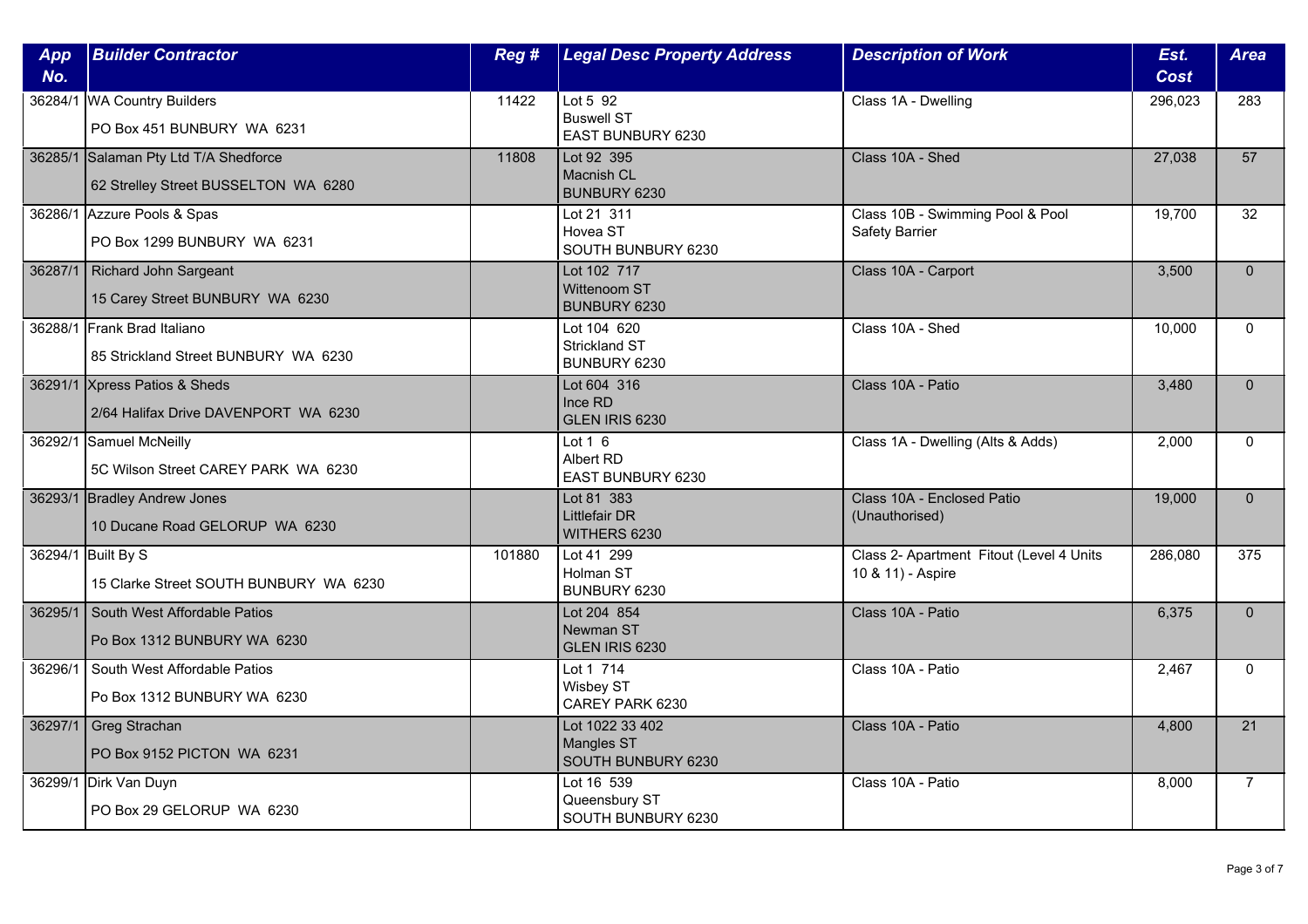| App No. | Builder Contractor | Reg # | Legal Desc Property Address | Description of Work | Est. Cost | Area |
|---|---|---|---|---|---|---|
| 36284/1 | WA Country Builders<br>PO Box 451 BUNBURY WA 6231 | 11422 | Lot 5 92<br>Buswell ST<br>EAST BUNBURY 6230 | Class 1A - Dwelling | 296,023 | 283 |
| 36285/1 | Salaman Pty Ltd T/A Shedforce<br>62 Strelley Street BUSSELTON WA 6280 | 11808 | Lot 92 395<br>Macnish CL<br>BUNBURY 6230 | Class 10A - Shed | 27,038 | 57 |
| 36286/1 | Azzure Pools & Spas<br>PO Box 1299 BUNBURY WA 6231 | | Lot 21 311<br>Hovea ST<br>SOUTH BUNBURY 6230 | Class 10B - Swimming Pool & Pool Safety Barrier | 19,700 | 32 |
| 36287/1 | Richard John Sargeant<br>15 Carey Street BUNBURY WA 6230 | | Lot 102 717<br>Wittenoom ST<br>BUNBURY 6230 | Class 10A - Carport | 3,500 | 0 |
| 36288/1 | Frank Brad Italiano<br>85 Strickland Street BUNBURY WA 6230 | | Lot 104 620<br>Strickland ST<br>BUNBURY 6230 | Class 10A - Shed | 10,000 | 0 |
| 36291/1 | Xpress Patios & Sheds<br>2/64 Halifax Drive DAVENPORT WA 6230 | | Lot 604 316<br>Ince RD<br>GLEN IRIS 6230 | Class 10A - Patio | 3,480 | 0 |
| 36292/1 | Samuel McNeilly<br>5C Wilson Street CAREY PARK WA 6230 | | Lot 1 6<br>Albert RD<br>EAST BUNBURY 6230 | Class 1A - Dwelling (Alts & Adds) | 2,000 | 0 |
| 36293/1 | Bradley Andrew Jones<br>10 Ducane Road GELORUP WA 6230 | | Lot 81 383<br>Littlefair DR<br>WITHERS 6230 | Class 10A - Enclosed Patio (Unauthorised) | 19,000 | 0 |
| 36294/1 | Built By S<br>15 Clarke Street SOUTH BUNBURY WA 6230 | 101880 | Lot 41 299<br>Holman ST<br>BUNBURY 6230 | Class 2- Apartment Fitout (Level 4 Units 10 & 11) - Aspire | 286,080 | 375 |
| 36295/1 | South West Affordable Patios<br>Po Box 1312 BUNBURY WA 6230 | | Lot 204 854<br>Newman ST<br>GLEN IRIS 6230 | Class 10A - Patio | 6,375 | 0 |
| 36296/1 | South West Affordable Patios<br>Po Box 1312 BUNBURY WA 6230 | | Lot 1 714<br>Wisbey ST<br>CAREY PARK 6230 | Class 10A - Patio | 2,467 | 0 |
| 36297/1 | Greg Strachan<br>PO Box 9152 PICTON WA 6231 | | Lot 1022 33 402<br>Mangles ST<br>SOUTH BUNBURY 6230 | Class 10A - Patio | 4,800 | 21 |
| 36299/1 | Dirk Van Duyn<br>PO Box 29 GELORUP WA 6230 | | Lot 16 539<br>Queensbury ST<br>SOUTH BUNBURY 6230 | Class 10A - Patio | 8,000 | 7 |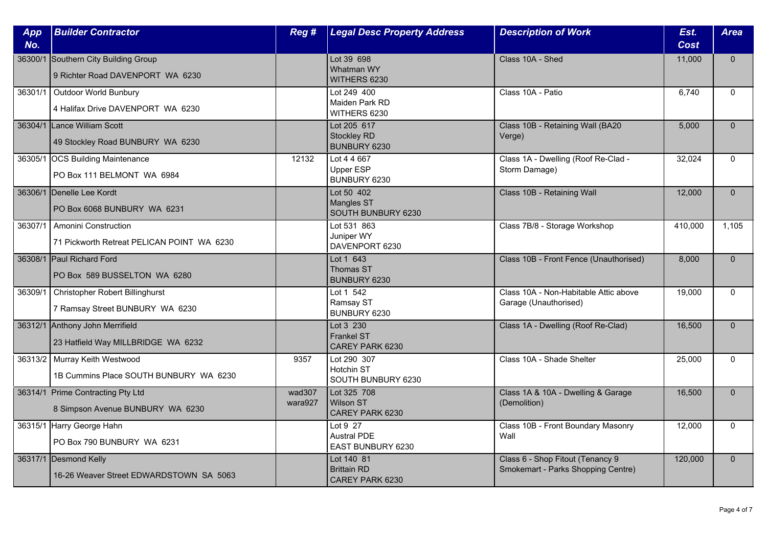| App No. | Builder Contractor | Reg # | Legal Desc Property Address | Description of Work | Est. Cost | Area |
|---|---|---|---|---|---|---|
| 36300/1 | Southern City Building Group<br>9 Richter Road DAVENPORT WA 6230 | | Lot 39 698<br>Whatman WY<br>WITHERS 6230 | Class 10A - Shed | 11,000 | 0 |
| 36301/1 | Outdoor World Bunbury<br>4 Halifax Drive DAVENPORT WA 6230 | | Lot 249 400<br>Maiden Park RD<br>WITHERS 6230 | Class 10A - Patio | 6,740 | 0 |
| 36304/1 | Lance William Scott<br>49 Stockley Road BUNBURY WA 6230 | | Lot 205 617<br>Stockley RD<br>BUNBURY 6230 | Class 10B - Retaining Wall (BA20 Verge) | 5,000 | 0 |
| 36305/1 | OCS Building Maintenance<br>PO Box 111 BELMONT WA 6984 | 12132 | Lot 4 4 667<br>Upper ESP<br>BUNBURY 6230 | Class 1A - Dwelling (Roof Re-Clad - Storm Damage) | 32,024 | 0 |
| 36306/1 | Denelle Lee Kordt<br>PO Box 6068 BUNBURY WA 6231 | | Lot 50 402<br>Mangles ST<br>SOUTH BUNBURY 6230 | Class 10B - Retaining Wall | 12,000 | 0 |
| 36307/1 | Amonini Construction<br>71 Pickworth Retreat PELICAN POINT WA 6230 | | Lot 531 863<br>Juniper WY<br>DAVENPORT 6230 | Class 7B/8 - Storage Workshop | 410,000 | 1,105 |
| 36308/1 | Paul Richard Ford<br>PO Box 589 BUSSELTON WA 6280 | | Lot 1 643<br>Thomas ST<br>BUNBURY 6230 | Class 10B - Front Fence (Unauthorised) | 8,000 | 0 |
| 36309/1 | Christopher Robert Billinghurst<br>7 Ramsay Street BUNBURY WA 6230 | | Lot 1 542<br>Ramsay ST<br>BUNBURY 6230 | Class 10A - Non-Habitable Attic above Garage (Unauthorised) | 19,000 | 0 |
| 36312/1 | Anthony John Merrifield<br>23 Hatfield Way MILLBRIDGE WA 6232 | | Lot 3 230<br>Frankel ST<br>CAREY PARK 6230 | Class 1A - Dwelling (Roof Re-Clad) | 16,500 | 0 |
| 36313/2 | Murray Keith Westwood<br>1B Cummins Place SOUTH BUNBURY WA 6230 | 9357 | Lot 290 307<br>Hotchin ST<br>SOUTH BUNBURY 6230 | Class 10A - Shade Shelter | 25,000 | 0 |
| 36314/1 | Prime Contracting Pty Ltd<br>8 Simpson Avenue BUNBURY WA 6230 | wad307<br>wara927 | Lot 325 708<br>Wilson ST<br>CAREY PARK 6230 | Class 1A & 10A - Dwelling & Garage (Demolition) | 16,500 | 0 |
| 36315/1 | Harry George Hahn<br>PO Box 790 BUNBURY WA 6231 | | Lot 9 27<br>Austral PDE<br>EAST BUNBURY 6230 | Class 10B - Front Boundary Masonry Wall | 12,000 | 0 |
| 36317/1 | Desmond Kelly<br>16-26 Weaver Street EDWARDSTOWN SA 5063 | | Lot 140 81<br>Brittain RD<br>CAREY PARK 6230 | Class 6 - Shop Fitout (Tenancy 9 Smokemart - Parks Shopping Centre) | 120,000 | 0 |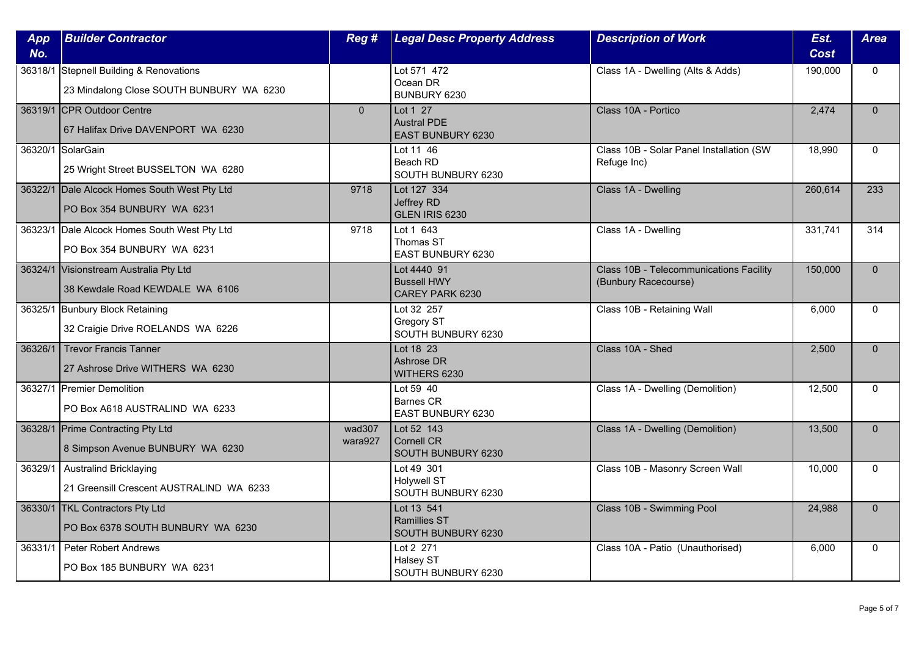| App No. | Builder Contractor | Reg # | Legal Desc Property Address | Description of Work | Est. Cost | Area |
|---|---|---|---|---|---|---|
| 36318/1 | Stepnell Building & Renovations<br>23 Mindalong Close SOUTH BUNBURY WA 6230 | | Lot 571 472<br>Ocean DR<br>BUNBURY 6230 | Class 1A - Dwelling (Alts & Adds) | 190,000 | 0 |
| 36319/1 | CPR Outdoor Centre<br>67 Halifax Drive DAVENPORT WA 6230 | 0 | Lot 1 27<br>Austral PDE<br>EAST BUNBURY 6230 | Class 10A - Portico | 2,474 | 0 |
| 36320/1 | SolarGain<br>25 Wright Street BUSSELTON WA 6280 | | Lot 11 46<br>Beach RD<br>SOUTH BUNBURY 6230 | Class 10B - Solar Panel Installation (SW Refuge Inc) | 18,990 | 0 |
| 36322/1 | Dale Alcock Homes South West Pty Ltd<br>PO Box 354 BUNBURY WA 6231 | 9718 | Lot 127 334<br>Jeffrey RD<br>GLEN IRIS 6230 | Class 1A - Dwelling | 260,614 | 233 |
| 36323/1 | Dale Alcock Homes South West Pty Ltd<br>PO Box 354 BUNBURY WA 6231 | 9718 | Lot 1 643<br>Thomas ST<br>EAST BUNBURY 6230 | Class 1A - Dwelling | 331,741 | 314 |
| 36324/1 | Visionstream Australia Pty Ltd<br>38 Kewdale Road KEWDALE WA 6106 | | Lot 4440 91<br>Bussell HWY<br>CAREY PARK 6230 | Class 10B - Telecommunications Facility (Bunbury Racecourse) | 150,000 | 0 |
| 36325/1 | Bunbury Block Retaining<br>32 Craigie Drive ROELANDS WA 6226 | | Lot 32 257<br>Gregory ST<br>SOUTH BUNBURY 6230 | Class 10B - Retaining Wall | 6,000 | 0 |
| 36326/1 | Trevor Francis Tanner<br>27 Ashrose Drive WITHERS WA 6230 | | Lot 18 23<br>Ashrose DR<br>WITHERS 6230 | Class 10A - Shed | 2,500 | 0 |
| 36327/1 | Premier Demolition<br>PO Box A618 AUSTRALIND WA 6233 | | Lot 59 40<br>Barnes CR<br>EAST BUNBURY 6230 | Class 1A - Dwelling (Demolition) | 12,500 | 0 |
| 36328/1 | Prime Contracting Pty Ltd<br>8 Simpson Avenue BUNBURY WA 6230 | wad307<br>wara927 | Lot 52 143<br>Cornell CR<br>SOUTH BUNBURY 6230 | Class 1A - Dwelling (Demolition) | 13,500 | 0 |
| 36329/1 | Australind Bricklaying<br>21 Greensill Crescent AUSTRALIND WA 6233 | | Lot 49 301<br>Holywell ST<br>SOUTH BUNBURY 6230 | Class 10B - Masonry Screen Wall | 10,000 | 0 |
| 36330/1 | TKL Contractors Pty Ltd<br>PO Box 6378 SOUTH BUNBURY WA 6230 | | Lot 13 541<br>Ramillies ST<br>SOUTH BUNBURY 6230 | Class 10B - Swimming Pool | 24,988 | 0 |
| 36331/1 | Peter Robert Andrews<br>PO Box 185 BUNBURY WA 6231 | | Lot 2 271<br>Halsey ST<br>SOUTH BUNBURY 6230 | Class 10A - Patio (Unauthorised) | 6,000 | 0 |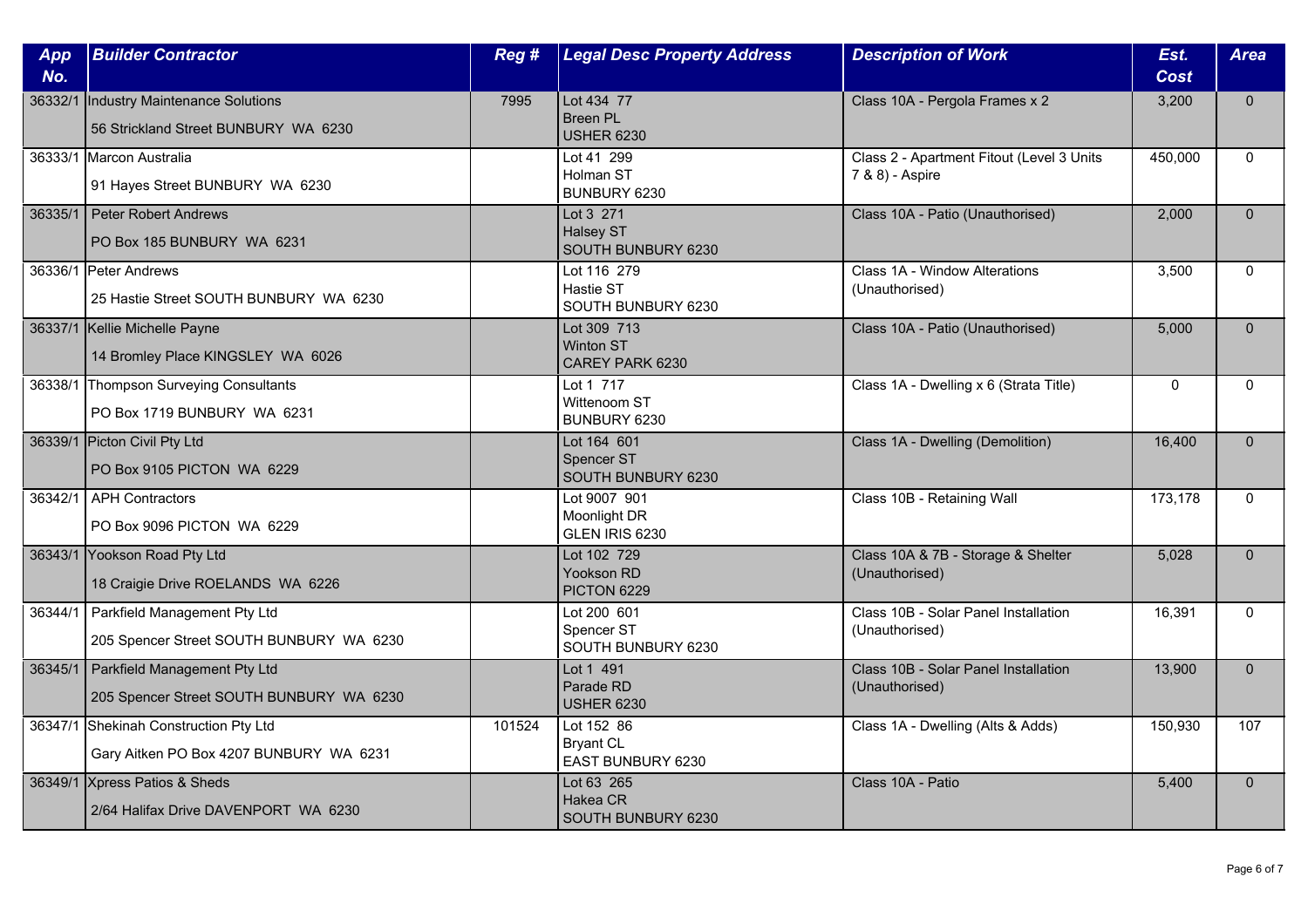| App No. | Builder Contractor | Reg # | Legal Desc Property Address | Description of Work | Est. Cost | Area |
|---|---|---|---|---|---|---|
| 36332/1 | Industry Maintenance Solutions<br>56 Strickland Street BUNBURY WA 6230 | 7995 | Lot 434 77<br>Breen PL<br>USHER 6230 | Class 10A - Pergola Frames x 2 | 3,200 | 0 |
| 36333/1 | Marcon Australia<br>91 Hayes Street BUNBURY WA 6230 | | Lot 41 299<br>Holman ST<br>BUNBURY 6230 | Class 2 - Apartment Fitout (Level 3 Units 7 & 8) - Aspire | 450,000 | 0 |
| 36335/1 | Peter Robert Andrews<br>PO Box 185 BUNBURY WA 6231 | | Lot 3 271<br>Halsey ST<br>SOUTH BUNBURY 6230 | Class 10A - Patio (Unauthorised) | 2,000 | 0 |
| 36336/1 | Peter Andrews<br>25 Hastie Street SOUTH BUNBURY WA 6230 | | Lot 116 279<br>Hastie ST<br>SOUTH BUNBURY 6230 | Class 1A - Window Alterations (Unauthorised) | 3,500 | 0 |
| 36337/1 | Kellie Michelle Payne<br>14 Bromley Place KINGSLEY WA 6026 | | Lot 309 713<br>Winton ST<br>CAREY PARK 6230 | Class 10A - Patio (Unauthorised) | 5,000 | 0 |
| 36338/1 | Thompson Surveying Consultants<br>PO Box 1719 BUNBURY WA 6231 | | Lot 1 717<br>Wittenoom ST<br>BUNBURY 6230 | Class 1A - Dwelling x 6 (Strata Title) | 0 | 0 |
| 36339/1 | Picton Civil Pty Ltd<br>PO Box 9105 PICTON WA 6229 | | Lot 164 601<br>Spencer ST<br>SOUTH BUNBURY 6230 | Class 1A - Dwelling (Demolition) | 16,400 | 0 |
| 36342/1 | APH Contractors<br>PO Box 9096 PICTON WA 6229 | | Lot 9007 901<br>Moonlight DR<br>GLEN IRIS 6230 | Class 10B - Retaining Wall | 173,178 | 0 |
| 36343/1 | Yookson Road Pty Ltd<br>18 Craigie Drive ROELANDS WA 6226 | | Lot 102 729<br>Yookson RD<br>PICTON 6229 | Class 10A & 7B - Storage & Shelter (Unauthorised) | 5,028 | 0 |
| 36344/1 | Parkfield Management Pty Ltd<br>205 Spencer Street SOUTH BUNBURY WA 6230 | | Lot 200 601<br>Spencer ST<br>SOUTH BUNBURY 6230 | Class 10B - Solar Panel Installation (Unauthorised) | 16,391 | 0 |
| 36345/1 | Parkfield Management Pty Ltd<br>205 Spencer Street SOUTH BUNBURY WA 6230 | | Lot 1 491<br>Parade RD<br>USHER 6230 | Class 10B - Solar Panel Installation (Unauthorised) | 13,900 | 0 |
| 36347/1 | Shekinah Construction Pty Ltd<br>Gary Aitken PO Box 4207 BUNBURY WA 6231 | 101524 | Lot 152 86<br>Bryant CL<br>EAST BUNBURY 6230 | Class 1A - Dwelling (Alts & Adds) | 150,930 | 107 |
| 36349/1 | Xpress Patios & Sheds<br>2/64 Halifax Drive DAVENPORT WA 6230 | | Lot 63 265<br>Hakea CR<br>SOUTH BUNBURY 6230 | Class 10A - Patio | 5,400 | 0 |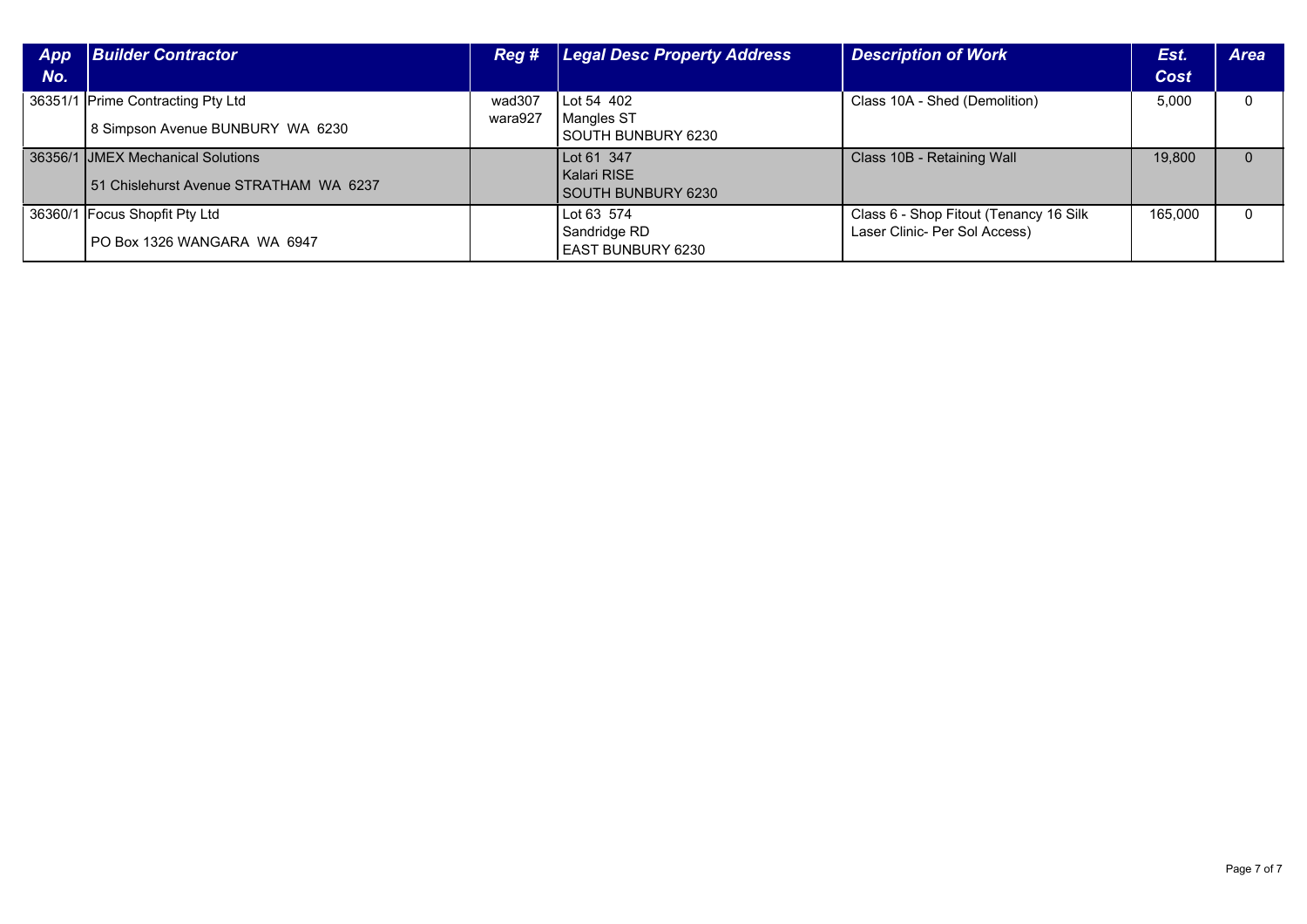| App No. | Builder Contractor | Reg # | Legal Desc Property Address | Description of Work | Est. Cost | Area |
|---|---|---|---|---|---|---|
| 36351/1 | Prime Contracting Pty Ltd<br>8 Simpson Avenue BUNBURY WA 6230 | wad307<br>wara927 | Lot 54 402<br>Mangles ST<br>SOUTH BUNBURY 6230 | Class 10A - Shed (Demolition) | 5,000 | 0 |
| 36356/1 | JMEX Mechanical Solutions<br>51 Chislehurst Avenue STRATHAM WA 6237 | | Lot 61 347<br>Kalari RISE<br>SOUTH BUNBURY 6230 | Class 10B - Retaining Wall | 19,800 | 0 |
| 36360/1 | Focus Shopfit Pty Ltd<br>PO Box 1326 WANGARA WA 6947 | | Lot 63 574<br>Sandridge RD<br>EAST BUNBURY 6230 | Class 6 - Shop Fitout (Tenancy 16 Silk Laser Clinic- Per Sol Access) | 165,000 | 0 |